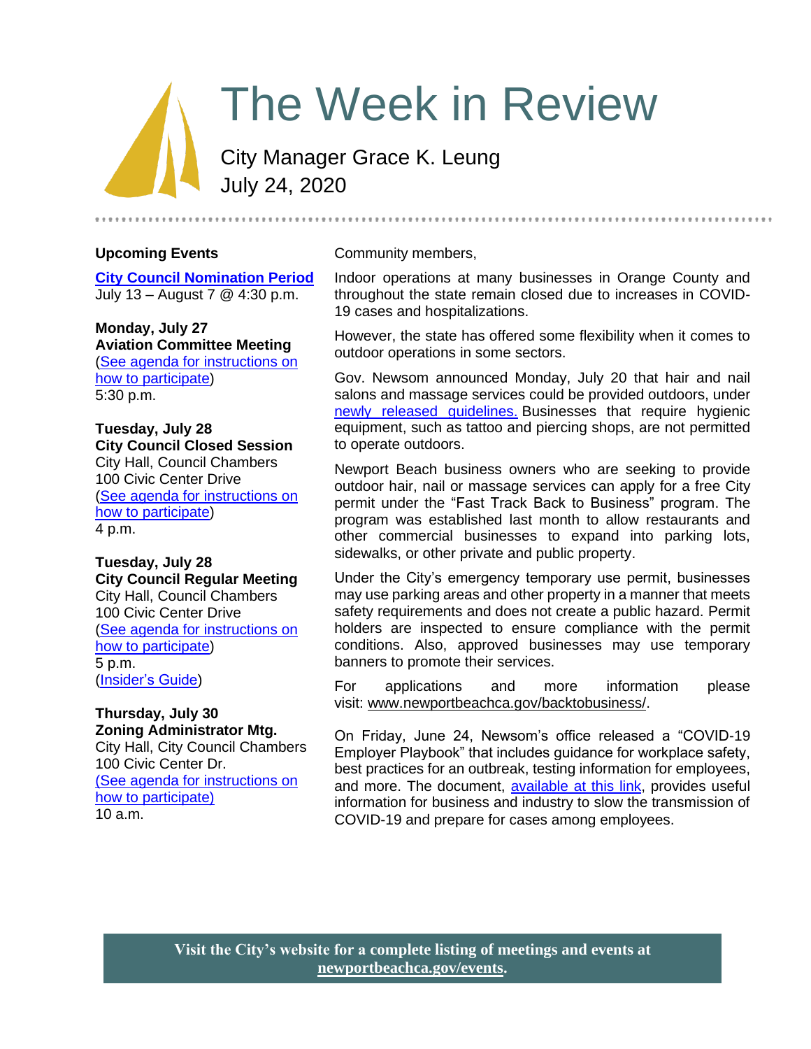# The Week in Review

City Manager Grace K. Leung
July 24, 2020

## Upcoming Events

**City Council Nomination Period**
July 13 – August 7 @ 4:30 p.m.

**Monday, July 27**
**Aviation Committee Meeting**
(See agenda for instructions on how to participate)
5:30 p.m.

**Tuesday, July 28**
**City Council Closed Session**
City Hall, Council Chambers
100 Civic Center Drive
(See agenda for instructions on how to participate)
4 p.m.

**Tuesday, July 28**
**City Council Regular Meeting**
City Hall, Council Chambers
100 Civic Center Drive
(See agenda for instructions on how to participate)
5 p.m.
(Insider's Guide)

**Thursday, July 30**
**Zoning Administrator Mtg.**
City Hall, City Council Chambers
100 Civic Center Dr.
(See agenda for instructions on how to participate)
10 a.m.

Community members,

Indoor operations at many businesses in Orange County and throughout the state remain closed due to increases in COVID-19 cases and hospitalizations.

However, the state has offered some flexibility when it comes to outdoor operations in some sectors.

Gov. Newsom announced Monday, July 20 that hair and nail salons and massage services could be provided outdoors, under newly released guidelines. Businesses that require hygienic equipment, such as tattoo and piercing shops, are not permitted to operate outdoors.

Newport Beach business owners who are seeking to provide outdoor hair, nail or massage services can apply for a free City permit under the "Fast Track Back to Business" program. The program was established last month to allow restaurants and other commercial businesses to expand into parking lots, sidewalks, or other private and public property.

Under the City's emergency temporary use permit, businesses may use parking areas and other property in a manner that meets safety requirements and does not create a public hazard. Permit holders are inspected to ensure compliance with the permit conditions. Also, approved businesses may use temporary banners to promote their services.

For applications and more information please visit: www.newportbeachca.gov/backtobusiness/.

On Friday, June 24, Newsom's office released a "COVID-19 Employer Playbook" that includes guidance for workplace safety, best practices for an outbreak, testing information for employees, and more. The document, available at this link, provides useful information for business and industry to slow the transmission of COVID-19 and prepare for cases among employees.

**Visit the City's website for a complete listing of meetings and events at newportbeachca.gov/events.**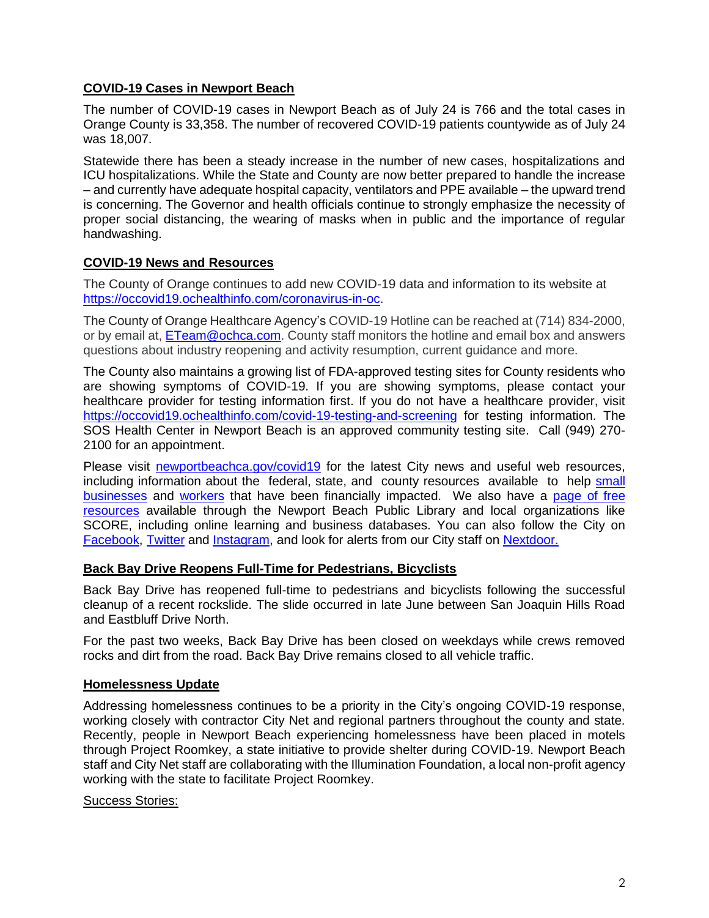## COVID-19 Cases in Newport Beach

The number of COVID-19 cases in Newport Beach as of July 24 is 766 and the total cases in Orange County is 33,358. The number of recovered COVID-19 patients countywide as of July 24 was 18,007.

Statewide there has been a steady increase in the number of new cases, hospitalizations and ICU hospitalizations. While the State and County are now better prepared to handle the increase – and currently have adequate hospital capacity, ventilators and PPE available – the upward trend is concerning. The Governor and health officials continue to strongly emphasize the necessity of proper social distancing, the wearing of masks when in public and the importance of regular handwashing.

## COVID-19 News and Resources

The County of Orange continues to add new COVID-19 data and information to its website at https://occovid19.ochealthinfo.com/coronavirus-in-oc.

The County of Orange Healthcare Agency's COVID-19 Hotline can be reached at (714) 834-2000, or by email at, ETeam@ochca.com. County staff monitors the hotline and email box and answers questions about industry reopening and activity resumption, current guidance and more.

The County also maintains a growing list of FDA-approved testing sites for County residents who are showing symptoms of COVID-19. If you are showing symptoms, please contact your healthcare provider for testing information first. If you do not have a healthcare provider, visit https://occovid19.ochealthinfo.com/covid-19-testing-and-screening for testing information. The SOS Health Center in Newport Beach is an approved community testing site. Call (949) 270-2100 for an appointment.

Please visit newportbeachca.gov/covid19 for the latest City news and useful web resources, including information about the federal, state, and county resources available to help small businesses and workers that have been financially impacted. We also have a page of free resources available through the Newport Beach Public Library and local organizations like SCORE, including online learning and business databases. You can also follow the City on Facebook, Twitter and Instagram, and look for alerts from our City staff on Nextdoor.

## Back Bay Drive Reopens Full-Time for Pedestrians, Bicyclists

Back Bay Drive has reopened full-time to pedestrians and bicyclists following the successful cleanup of a recent rockslide. The slide occurred in late June between San Joaquin Hills Road and Eastbluff Drive North.

For the past two weeks, Back Bay Drive has been closed on weekdays while crews removed rocks and dirt from the road. Back Bay Drive remains closed to all vehicle traffic.

## Homelessness Update

Addressing homelessness continues to be a priority in the City's ongoing COVID-19 response, working closely with contractor City Net and regional partners throughout the county and state. Recently, people in Newport Beach experiencing homelessness have been placed in motels through Project Roomkey, a state initiative to provide shelter during COVID-19. Newport Beach staff and City Net staff are collaborating with the Illumination Foundation, a local non-profit agency working with the state to facilitate Project Roomkey.

Success Stories: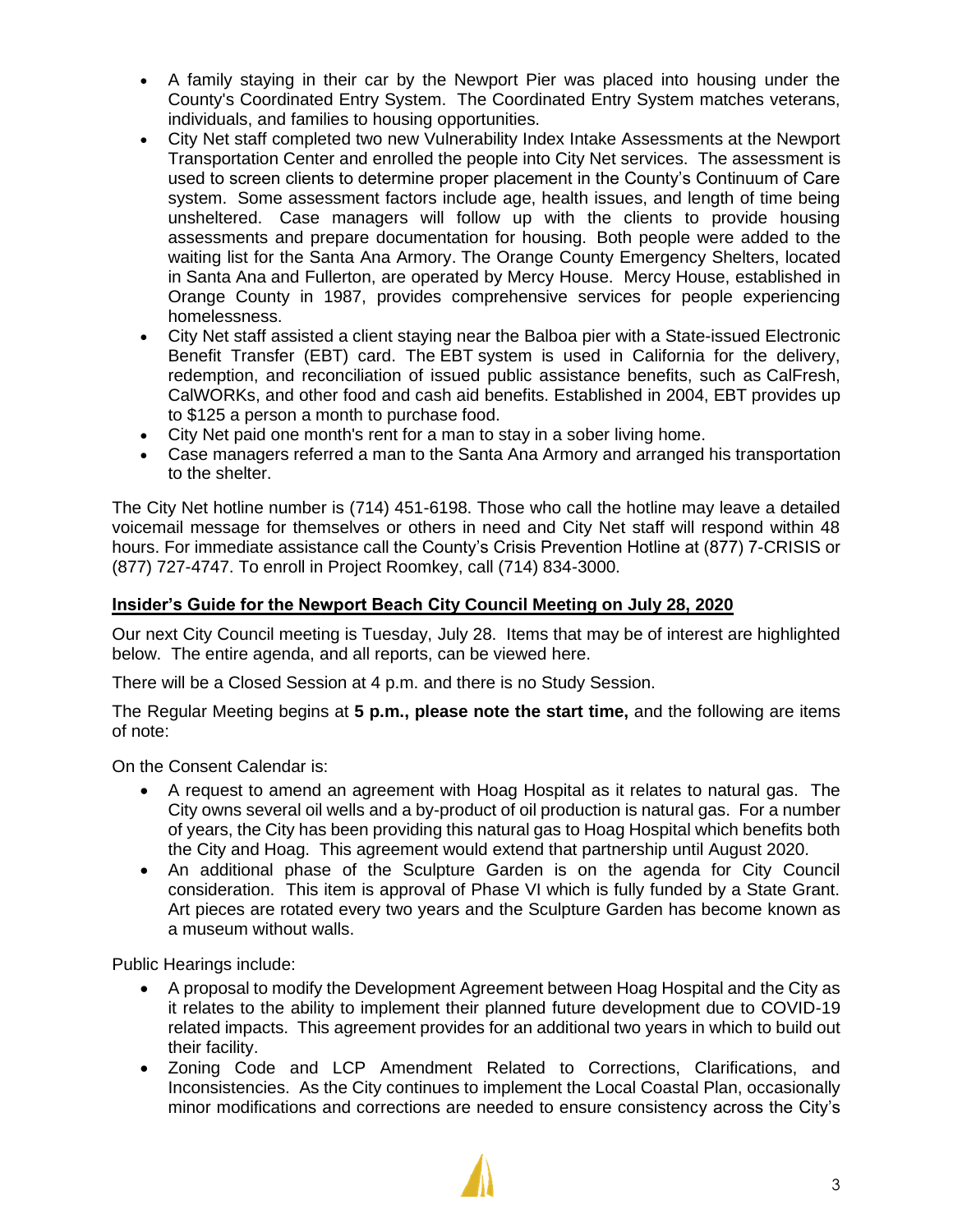- A family staying in their car by the Newport Pier was placed into housing under the County's Coordinated Entry System. The Coordinated Entry System matches veterans, individuals, and families to housing opportunities.
- City Net staff completed two new Vulnerability Index Intake Assessments at the Newport Transportation Center and enrolled the people into City Net services. The assessment is used to screen clients to determine proper placement in the County's Continuum of Care system. Some assessment factors include age, health issues, and length of time being unsheltered. Case managers will follow up with the clients to provide housing assessments and prepare documentation for housing. Both people were added to the waiting list for the Santa Ana Armory. The Orange County Emergency Shelters, located in Santa Ana and Fullerton, are operated by Mercy House. Mercy House, established in Orange County in 1987, provides comprehensive services for people experiencing homelessness.
- City Net staff assisted a client staying near the Balboa pier with a State-issued Electronic Benefit Transfer (EBT) card. The EBT system is used in California for the delivery, redemption, and reconciliation of issued public assistance benefits, such as CalFresh, CalWORKs, and other food and cash aid benefits. Established in 2004, EBT provides up to $125 a person a month to purchase food.
- City Net paid one month's rent for a man to stay in a sober living home.
- Case managers referred a man to the Santa Ana Armory and arranged his transportation to the shelter.

The City Net hotline number is (714) 451-6198. Those who call the hotline may leave a detailed voicemail message for themselves or others in need and City Net staff will respond within 48 hours. For immediate assistance call the County's Crisis Prevention Hotline at (877) 7-CRISIS or (877) 727-4747. To enroll in Project Roomkey, call (714) 834-3000.

## Insider's Guide for the Newport Beach City Council Meeting on July 28, 2020

Our next City Council meeting is Tuesday, July 28. Items that may be of interest are highlighted below. The entire agenda, and all reports, can be viewed here.

There will be a Closed Session at 4 p.m. and there is no Study Session.

The Regular Meeting begins at **5 p.m., please note the start time,** and the following are items of note:

On the Consent Calendar is:

- A request to amend an agreement with Hoag Hospital as it relates to natural gas. The City owns several oil wells and a by-product of oil production is natural gas. For a number of years, the City has been providing this natural gas to Hoag Hospital which benefits both the City and Hoag. This agreement would extend that partnership until August 2020.
- An additional phase of the Sculpture Garden is on the agenda for City Council consideration. This item is approval of Phase VI which is fully funded by a State Grant. Art pieces are rotated every two years and the Sculpture Garden has become known as a museum without walls.

Public Hearings include:

- A proposal to modify the Development Agreement between Hoag Hospital and the City as it relates to the ability to implement their planned future development due to COVID-19 related impacts. This agreement provides for an additional two years in which to build out their facility.
- Zoning Code and LCP Amendment Related to Corrections, Clarifications, and Inconsistencies. As the City continues to implement the Local Coastal Plan, occasionally minor modifications and corrections are needed to ensure consistency across the City's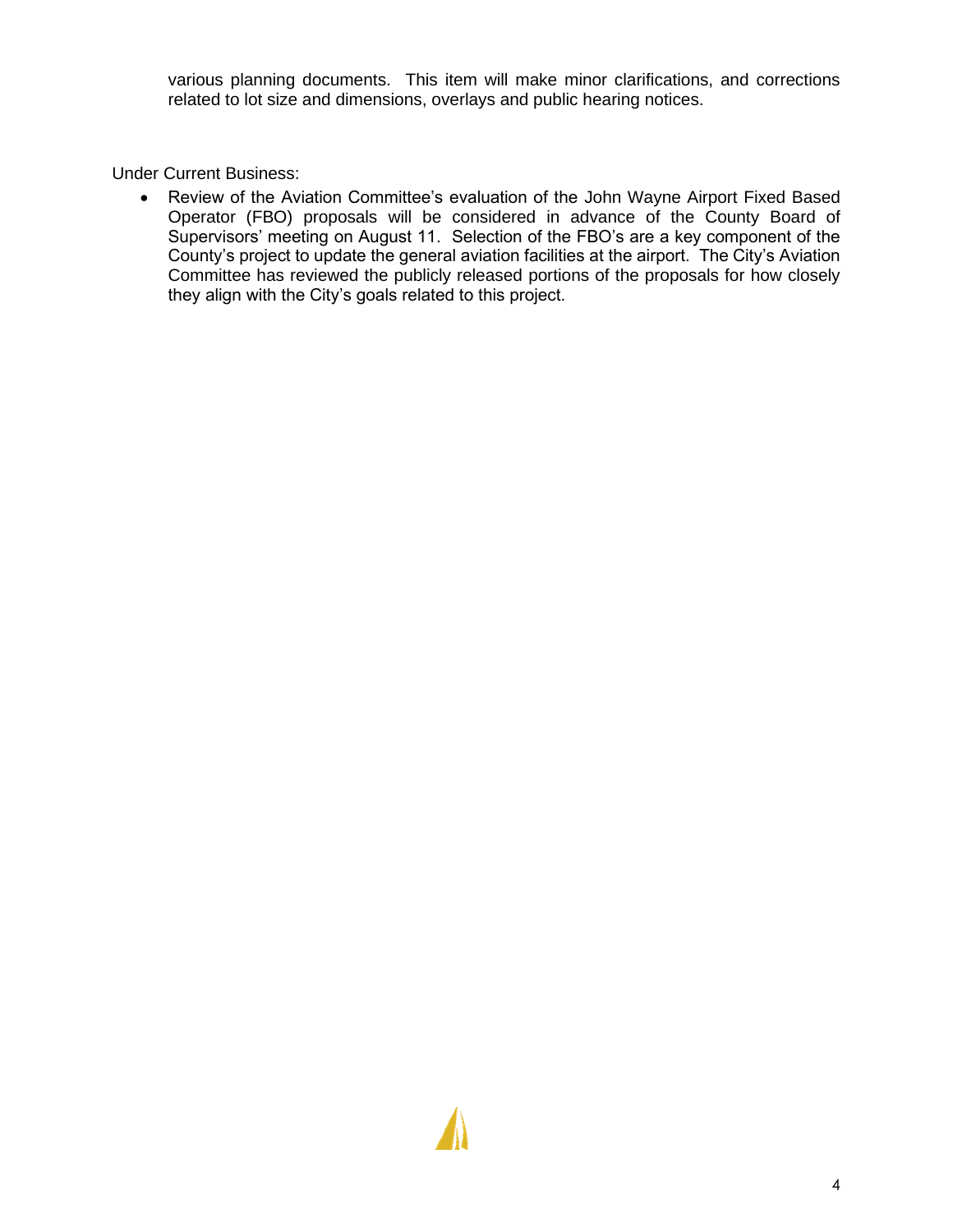various planning documents. This item will make minor clarifications, and corrections related to lot size and dimensions, overlays and public hearing notices.

Under Current Business:

- Review of the Aviation Committee's evaluation of the John Wayne Airport Fixed Based Operator (FBO) proposals will be considered in advance of the County Board of Supervisors' meeting on August 11. Selection of the FBO's are a key component of the County's project to update the general aviation facilities at the airport. The City's Aviation Committee has reviewed the publicly released portions of the proposals for how closely they align with the City's goals related to this project.